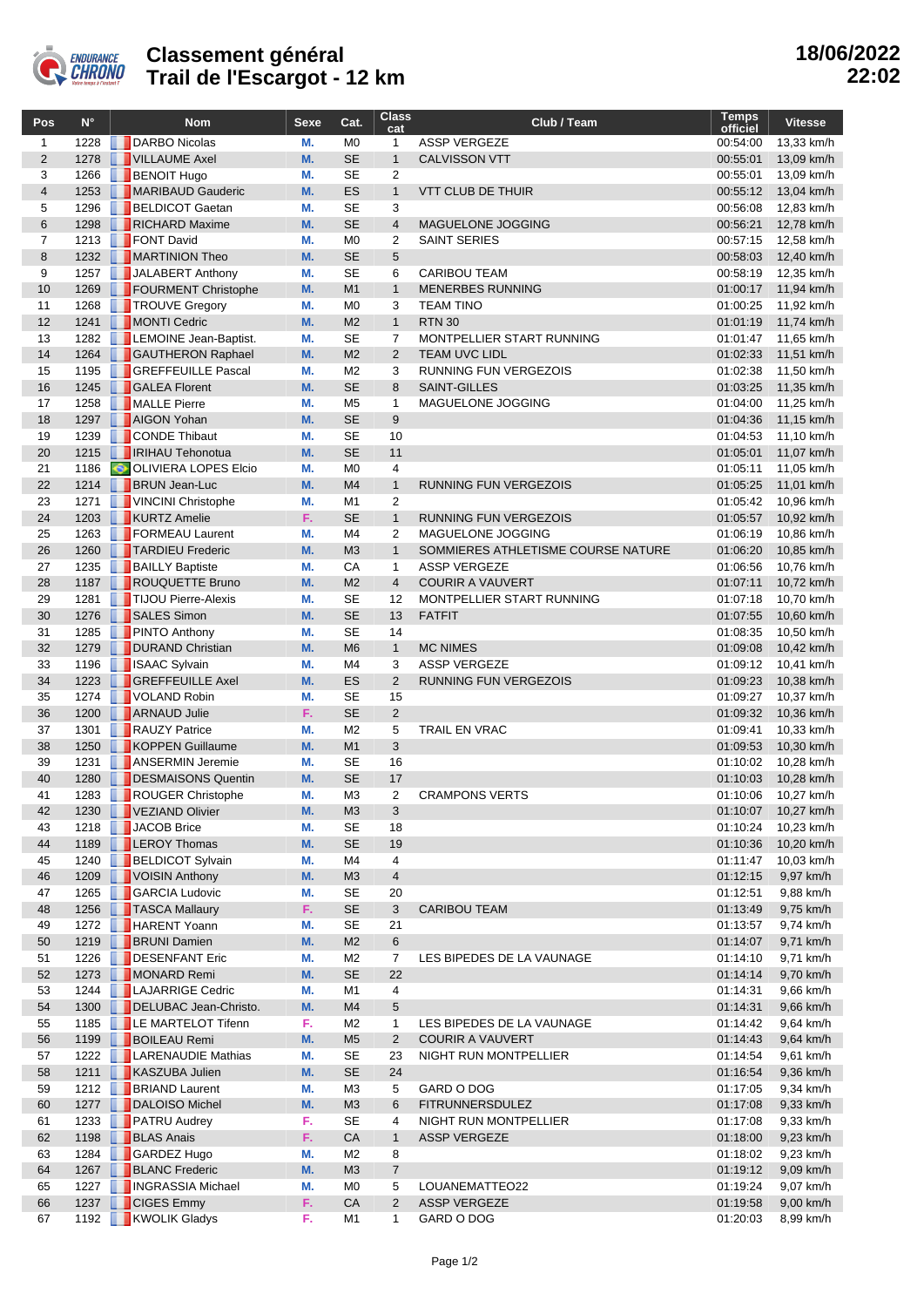# Classement général
# Trail de l'Escargot - 12 km

**18/06/2022 22:02**

| Pos | N° | Nom | Sexe | Cat. | Class cat | Club / Team | Temps officiel | Vitesse |
|---|---|---|---|---|---|---|---|---|
| 1 | 1228 | DARBO Nicolas | M. | M0 | 1 | ASSP VERGEZE | 00:54:00 | 13,33 km/h |
| 2 | 1278 | VILLAUME Axel | M. | SE | 1 | CALVISSON VTT | 00:55:01 | 13,09 km/h |
| 3 | 1266 | BENOIT Hugo | M. | SE | 2 | | 00:55:01 | 13,09 km/h |
| 4 | 1253 | MARIBAUD Gauderic | M. | ES | 1 | VTT CLUB DE THUIR | 00:55:12 | 13,04 km/h |
| 5 | 1296 | BELDICOT Gaetan | M. | SE | 3 | | 00:56:08 | 12,83 km/h |
| 6 | 1298 | RICHARD Maxime | M. | SE | 4 | MAGUELONE JOGGING | 00:56:21 | 12,78 km/h |
| 7 | 1213 | FONT David | M. | M0 | 2 | SAINT SERIES | 00:57:15 | 12,58 km/h |
| 8 | 1232 | MARTINION Theo | M. | SE | 5 | | 00:58:03 | 12,40 km/h |
| 9 | 1257 | JALABERT Anthony | M. | SE | 6 | CARIBOU TEAM | 00:58:19 | 12,35 km/h |
| 10 | 1269 | FOURMENT Christophe | M. | M1 | 1 | MENERBES RUNNING | 01:00:17 | 11,94 km/h |
| 11 | 1268 | TROUVE Gregory | M. | M0 | 3 | TEAM TINO | 01:00:25 | 11,92 km/h |
| 12 | 1241 | MONTI Cedric | M. | M2 | 1 | RTN 30 | 01:01:19 | 11,74 km/h |
| 13 | 1282 | LEMOINE Jean-Baptist. | M. | SE | 7 | MONTPELLIER START RUNNING | 01:01:47 | 11,65 km/h |
| 14 | 1264 | GAUTHERON Raphael | M. | M2 | 2 | TEAM UVC LIDL | 01:02:33 | 11,51 km/h |
| 15 | 1195 | GREFFEUILLE Pascal | M. | M2 | 3 | RUNNING FUN VERGEZOIS | 01:02:38 | 11,50 km/h |
| 16 | 1245 | GALEA Florent | M. | SE | 8 | SAINT-GILLES | 01:03:25 | 11,35 km/h |
| 17 | 1258 | MALLE Pierre | M. | M5 | 1 | MAGUELONE JOGGING | 01:04:00 | 11,25 km/h |
| 18 | 1297 | AIGON Yohan | M. | SE | 9 | | 01:04:36 | 11,15 km/h |
| 19 | 1239 | CONDE Thibaut | M. | SE | 10 | | 01:04:53 | 11,10 km/h |
| 20 | 1215 | IRIHAU Tehonotua | M. | SE | 11 | | 01:05:01 | 11,07 km/h |
| 21 | 1186 | OLIVIERA LOPES Elcio | M. | M0 | 4 | | 01:05:11 | 11,05 km/h |
| 22 | 1214 | BRUN Jean-Luc | M. | M4 | 1 | RUNNING FUN VERGEZOIS | 01:05:25 | 11,01 km/h |
| 23 | 1271 | VINCINI Christophe | M. | M1 | 2 | | 01:05:42 | 10,96 km/h |
| 24 | 1203 | KURTZ Amelie | F. | SE | 1 | RUNNING FUN VERGEZOIS | 01:05:57 | 10,92 km/h |
| 25 | 1263 | FORMEAU Laurent | M. | M4 | 2 | MAGUELONE JOGGING | 01:06:19 | 10,86 km/h |
| 26 | 1260 | TARDIEU Frederic | M. | M3 | 1 | SOMMIERES ATHLETISME COURSE NATURE | 01:06:20 | 10,85 km/h |
| 27 | 1235 | BAILLY Baptiste | M. | CA | 1 | ASSP VERGEZE | 01:06:56 | 10,76 km/h |
| 28 | 1187 | ROUQUETTE Bruno | M. | M2 | 4 | COURIR A VAUVERT | 01:07:11 | 10,72 km/h |
| 29 | 1281 | TIJOU Pierre-Alexis | M. | SE | 12 | MONTPELLIER START RUNNING | 01:07:18 | 10,70 km/h |
| 30 | 1276 | SALES Simon | M. | SE | 13 | FATFIT | 01:07:55 | 10,60 km/h |
| 31 | 1285 | PINTO Anthony | M. | SE | 14 | | 01:08:35 | 10,50 km/h |
| 32 | 1279 | DURAND Christian | M. | M6 | 1 | MC NIMES | 01:09:08 | 10,42 km/h |
| 33 | 1196 | ISAAC Sylvain | M. | M4 | 3 | ASSP VERGEZE | 01:09:12 | 10,41 km/h |
| 34 | 1223 | GREFFEUILLE Axel | M. | ES | 2 | RUNNING FUN VERGEZOIS | 01:09:23 | 10,38 km/h |
| 35 | 1274 | VOLAND Robin | M. | SE | 15 | | 01:09:27 | 10,37 km/h |
| 36 | 1200 | ARNAUD Julie | F. | SE | 2 | | 01:09:32 | 10,36 km/h |
| 37 | 1301 | RAUZY Patrice | M. | M2 | 5 | TRAIL EN VRAC | 01:09:41 | 10,33 km/h |
| 38 | 1250 | KOPPEN Guillaume | M. | M1 | 3 | | 01:09:53 | 10,30 km/h |
| 39 | 1231 | ANSERMIN Jeremie | M. | SE | 16 | | 01:10:02 | 10,28 km/h |
| 40 | 1280 | DESMAISONS Quentin | M. | SE | 17 | | 01:10:03 | 10,28 km/h |
| 41 | 1283 | ROUGER Christophe | M. | M3 | 2 | CRAMPONS VERTS | 01:10:06 | 10,27 km/h |
| 42 | 1230 | VEZIAND Olivier | M. | M3 | 3 | | 01:10:07 | 10,27 km/h |
| 43 | 1218 | JACOB Brice | M. | SE | 18 | | 01:10:24 | 10,23 km/h |
| 44 | 1189 | LEROY Thomas | M. | SE | 19 | | 01:10:36 | 10,20 km/h |
| 45 | 1240 | BELDICOT Sylvain | M. | M4 | 4 | | 01:11:47 | 10,03 km/h |
| 46 | 1209 | VOISIN Anthony | M. | M3 | 4 | | 01:12:15 | 9,97 km/h |
| 47 | 1265 | GARCIA Ludovic | M. | SE | 20 | | 01:12:51 | 9,88 km/h |
| 48 | 1256 | TASCA Mallaury | F. | SE | 3 | CARIBOU TEAM | 01:13:49 | 9,75 km/h |
| 49 | 1272 | HARENT Yoann | M. | SE | 21 | | 01:13:57 | 9,74 km/h |
| 50 | 1219 | BRUNI Damien | M. | M2 | 6 | | 01:14:07 | 9,71 km/h |
| 51 | 1226 | DESENFANT Eric | M. | M2 | 7 | LES BIPEDES DE LA VAUNAGE | 01:14:10 | 9,71 km/h |
| 52 | 1273 | MONARD Remi | M. | SE | 22 | | 01:14:14 | 9,70 km/h |
| 53 | 1244 | LAJARRIGE Cedric | M. | M1 | 4 | | 01:14:31 | 9,66 km/h |
| 54 | 1300 | DELUBAC Jean-Christo. | M. | M4 | 5 | | 01:14:31 | 9,66 km/h |
| 55 | 1185 | LE MARTELOT Tifenn | F. | M2 | 1 | LES BIPEDES DE LA VAUNAGE | 01:14:42 | 9,64 km/h |
| 56 | 1199 | BOILEAU Remi | M. | M5 | 2 | COURIR A VAUVERT | 01:14:43 | 9,64 km/h |
| 57 | 1222 | LARENAUDIE Mathias | M. | SE | 23 | NIGHT RUN MONTPELLIER | 01:14:54 | 9,61 km/h |
| 58 | 1211 | KASZUBA Julien | M. | SE | 24 | | 01:16:54 | 9,36 km/h |
| 59 | 1212 | BRIAND Laurent | M. | M3 | 5 | GARD O DOG | 01:17:05 | 9,34 km/h |
| 60 | 1277 | DALOISO Michel | M. | M3 | 6 | FITRUNNERSDULEZ | 01:17:08 | 9,33 km/h |
| 61 | 1233 | PATRU Audrey | F. | SE | 4 | NIGHT RUN MONTPELLIER | 01:17:08 | 9,33 km/h |
| 62 | 1198 | BLAS Anais | F. | CA | 1 | ASSP VERGEZE | 01:18:00 | 9,23 km/h |
| 63 | 1284 | GARDEZ Hugo | M. | M2 | 8 | | 01:18:02 | 9,23 km/h |
| 64 | 1267 | BLANC Frederic | M. | M3 | 7 | | 01:19:12 | 9,09 km/h |
| 65 | 1227 | INGRASSIA Michael | M. | M0 | 5 | LOUANEMATTEO22 | 01:19:24 | 9,07 km/h |
| 66 | 1237 | CIGES Emmy | F. | CA | 2 | ASSP VERGEZE | 01:19:58 | 9,00 km/h |
| 67 | 1192 | KWOLIK Gladys | F. | M1 | 1 | GARD O DOG | 01:20:03 | 8,99 km/h |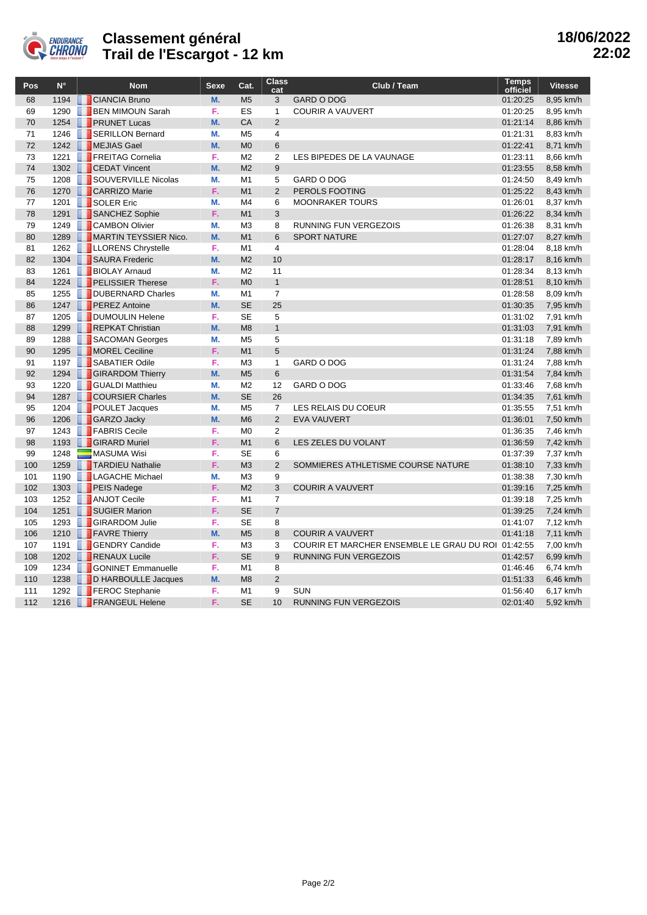# Classement général
## Trail de l'Escargot - 12 km

**18/06/2022**
**22:02**

| Pos | N° | Nom | Sexe | Cat. | Class cat | Club / Team | Temps officiel | Vitesse |
|---|---|---|---|---|---|---|---|---|
| 68 | 1194 | CIANCIA Bruno | M. | M5 | 3 | GARD O DOG | 01:20:25 | 8,95 km/h |
| 69 | 1290 | BEN MIMOUN Sarah | F. | ES | 1 | COURIR A VAUVERT | 01:20:25 | 8,95 km/h |
| 70 | 1254 | PRUNET Lucas | M. | CA | 2 | | 01:21:14 | 8,86 km/h |
| 71 | 1246 | SERILLON Bernard | M. | M5 | 4 | | 01:21:31 | 8,83 km/h |
| 72 | 1242 | MEJIAS Gael | M. | M0 | 6 | | 01:22:41 | 8,71 km/h |
| 73 | 1221 | FREITAG Cornelia | F. | M2 | 2 | LES BIPEDES DE LA VAUNAGE | 01:23:11 | 8,66 km/h |
| 74 | 1302 | CEDAT Vincent | M. | M2 | 9 | | 01:23:55 | 8,58 km/h |
| 75 | 1208 | SOUVERVILLE Nicolas | M. | M1 | 5 | GARD O DOG | 01:24:50 | 8,49 km/h |
| 76 | 1270 | CARRIZO Marie | F. | M1 | 2 | PEROLS FOOTING | 01:25:22 | 8,43 km/h |
| 77 | 1201 | SOLER Eric | M. | M4 | 6 | MOONRAKER TOURS | 01:26:01 | 8,37 km/h |
| 78 | 1291 | SANCHEZ Sophie | F. | M1 | 3 | | 01:26:22 | 8,34 km/h |
| 79 | 1249 | CAMBON Olivier | M. | M3 | 8 | RUNNING FUN VERGEZOIS | 01:26:38 | 8,31 km/h |
| 80 | 1289 | MARTIN TEYSSIER Nico. | M. | M1 | 6 | SPORT NATURE | 01:27:07 | 8,27 km/h |
| 81 | 1262 | LLORENS Chrystelle | F. | M1 | 4 | | 01:28:04 | 8,18 km/h |
| 82 | 1304 | SAURA Frederic | M. | M2 | 10 | | 01:28:17 | 8,16 km/h |
| 83 | 1261 | BIOLAY Arnaud | M. | M2 | 11 | | 01:28:34 | 8,13 km/h |
| 84 | 1224 | PELISSIER Therese | F. | M0 | 1 | | 01:28:51 | 8,10 km/h |
| 85 | 1255 | DUBERNARD Charles | M. | M1 | 7 | | 01:28:58 | 8,09 km/h |
| 86 | 1247 | PEREZ Antoine | M. | SE | 25 | | 01:30:35 | 7,95 km/h |
| 87 | 1205 | DUMOULIN Helene | F. | SE | 5 | | 01:31:02 | 7,91 km/h |
| 88 | 1299 | REPKAT Christian | M. | M8 | 1 | | 01:31:03 | 7,91 km/h |
| 89 | 1288 | SACOMAN Georges | M. | M5 | 5 | | 01:31:18 | 7,89 km/h |
| 90 | 1295 | MOREL Ceciline | F. | M1 | 5 | | 01:31:24 | 7,88 km/h |
| 91 | 1197 | SABATIER Odile | F. | M3 | 1 | GARD O DOG | 01:31:24 | 7,88 km/h |
| 92 | 1294 | GIRARDOM Thierry | M. | M5 | 6 | | 01:31:54 | 7,84 km/h |
| 93 | 1220 | GUALDI Matthieu | M. | M2 | 12 | GARD O DOG | 01:33:46 | 7,68 km/h |
| 94 | 1287 | COURSIER Charles | M. | SE | 26 | | 01:34:35 | 7,61 km/h |
| 95 | 1204 | POULET Jacques | M. | M5 | 7 | LES RELAIS DU COEUR | 01:35:55 | 7,51 km/h |
| 96 | 1206 | GARZO Jacky | M. | M6 | 2 | EVA VAUVERT | 01:36:01 | 7,50 km/h |
| 97 | 1243 | FABRIS Cecile | F. | M0 | 2 | | 01:36:35 | 7,46 km/h |
| 98 | 1193 | GIRARD Muriel | F. | M1 | 6 | LES ZELES DU VOLANT | 01:36:59 | 7,42 km/h |
| 99 | 1248 | MASUMA Wisi | F. | SE | 6 | | 01:37:39 | 7,37 km/h |
| 100 | 1259 | TARDIEU Nathalie | F. | M3 | 2 | SOMMIERES ATHLETISME COURSE NATURE | 01:38:10 | 7,33 km/h |
| 101 | 1190 | LAGACHE Michael | M. | M3 | 9 | | 01:38:38 | 7,30 km/h |
| 102 | 1303 | PEIS Nadege | F. | M2 | 3 | COURIR A VAUVERT | 01:39:16 | 7,25 km/h |
| 103 | 1252 | ANJOT Cecile | F. | M1 | 7 | | 01:39:18 | 7,25 km/h |
| 104 | 1251 | SUGIER Marion | F. | SE | 7 | | 01:39:25 | 7,24 km/h |
| 105 | 1293 | GIRARDOM Julie | F. | SE | 8 | | 01:41:07 | 7,12 km/h |
| 106 | 1210 | FAVRE Thierry | M. | M5 | 8 | COURIR A VAUVERT | 01:41:18 | 7,11 km/h |
| 107 | 1191 | GENDRY Candide | F. | M3 | 3 | COURIR ET MARCHER ENSEMBLE LE GRAU DU ROI | 01:42:55 | 7,00 km/h |
| 108 | 1202 | RENAUX Lucile | F. | SE | 9 | RUNNING FUN VERGEZOIS | 01:42:57 | 6,99 km/h |
| 109 | 1234 | GONINET Emmanuelle | F. | M1 | 8 | | 01:46:46 | 6,74 km/h |
| 110 | 1238 | D HARBOULLE Jacques | M. | M8 | 2 | | 01:51:33 | 6,46 km/h |
| 111 | 1292 | FEROC Stephanie | F. | M1 | 9 | SUN | 01:56:40 | 6,17 km/h |
| 112 | 1216 | FRANGEUL Helene | F. | SE | 10 | RUNNING FUN VERGEZOIS | 02:01:40 | 5,92 km/h |